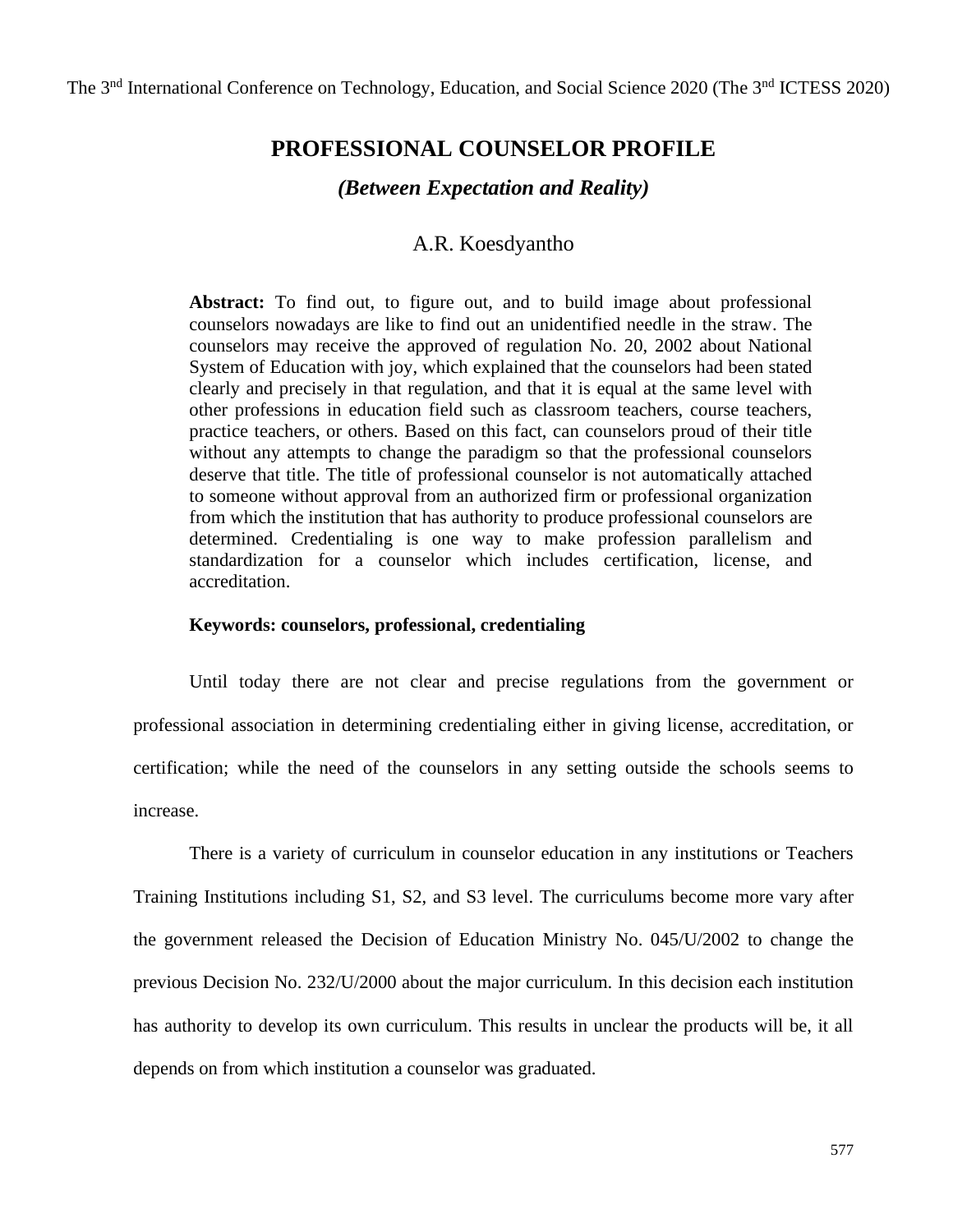# PROFESSIONAL COUNSELOR PROFILE

## *(Between Expectation and Reality)*

A.R. Koesdyantho

**Abstract:** To find out, to figure out, and to build image about professional counselors nowadays are like to find out an unidentified needle in the straw. The counselors may receive the approved of regulation No. 20, 2002 about National System of Education with joy, which explained that the counselors had been stated clearly and precisely in that regulation, and that it is equal at the same level with other professions in education field such as classroom teachers, course teachers, practice teachers, or others. Based on this fact, can counselors proud of their title without any attempts to change the paradigm so that the professional counselors deserve that title. The title of professional counselor is not automatically attached to someone without approval from an authorized firm or professional organization from which the institution that has authority to produce professional counselors are determined. Credentialing is one way to make profession parallelism and standardization for a counselor which includes certification, license, and accreditation.

**Keywords: counselors, professional, credentialing**

Until today there are not clear and precise regulations from the government or professional association in determining credentialing either in giving license, accreditation, or certification; while the need of the counselors in any setting outside the schools seems to increase.

There is a variety of curriculum in counselor education in any institutions or Teachers Training Institutions including S1, S2, and S3 level. The curriculums become more vary after the government released the Decision of Education Ministry No. 045/U/2002 to change the previous Decision No. 232/U/2000 about the major curriculum. In this decision each institution has authority to develop its own curriculum. This results in unclear the products will be, it all depends on from which institution a counselor was graduated.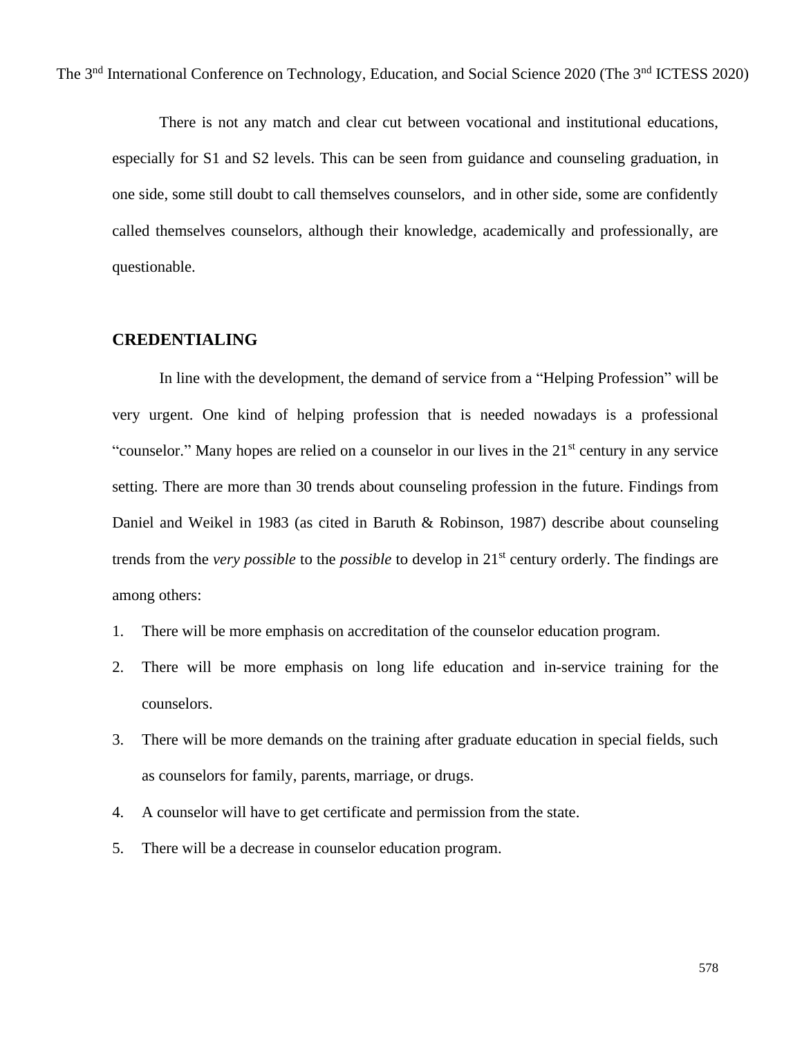There is not any match and clear cut between vocational and institutional educations, especially for S1 and S2 levels. This can be seen from guidance and counseling graduation, in one side, some still doubt to call themselves counselors, and in other side, some are confidently called themselves counselors, although their knowledge, academically and professionally, are questionable.

## CREDENTIALING

In line with the development, the demand of service from a "Helping Profession" will be very urgent. One kind of helping profession that is needed nowadays is a professional "counselor." Many hopes are relied on a counselor in our lives in the 21st century in any service setting. There are more than 30 trends about counseling profession in the future. Findings from Daniel and Weikel in 1983 (as cited in Baruth & Robinson, 1987) describe about counseling trends from the *very possible* to the *possible* to develop in 21st century orderly. The findings are among others:

1. There will be more emphasis on accreditation of the counselor education program.
2. There will be more emphasis on long life education and in-service training for the counselors.
3. There will be more demands on the training after graduate education in special fields, such as counselors for family, parents, marriage, or drugs.
4. A counselor will have to get certificate and permission from the state.
5. There will be a decrease in counselor education program.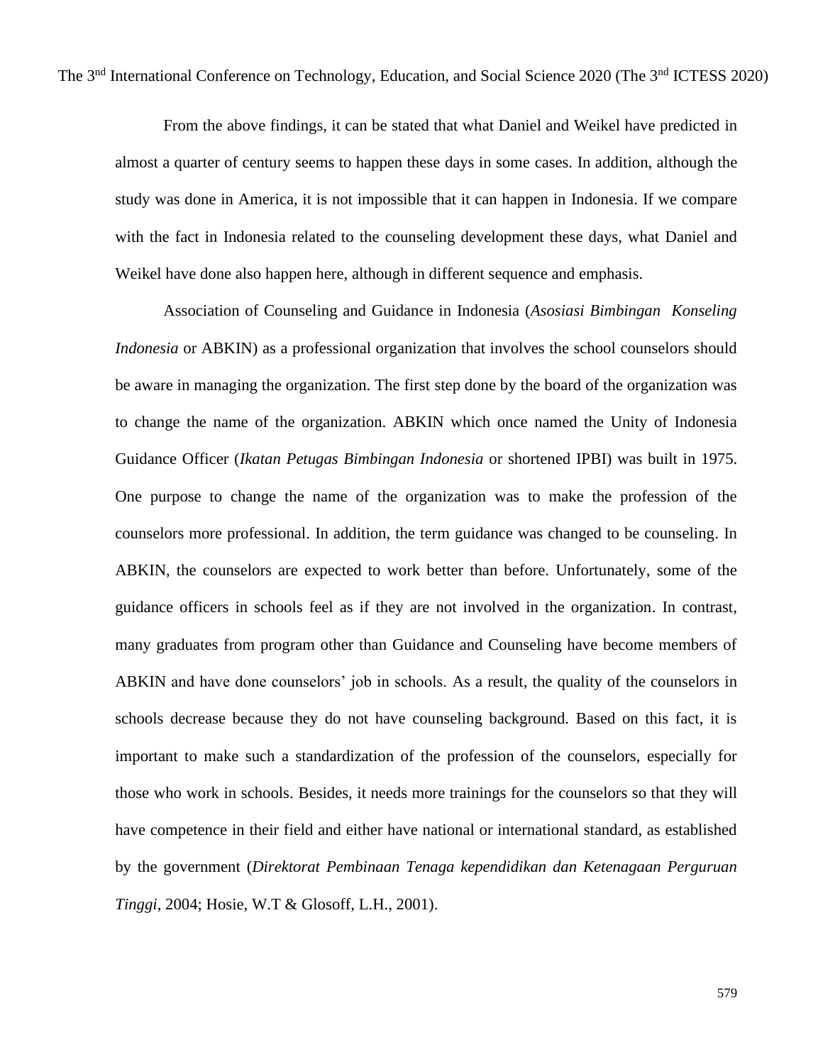From the above findings, it can be stated that what Daniel and Weikel have predicted in almost a quarter of century seems to happen these days in some cases. In addition, although the study was done in America, it is not impossible that it can happen in Indonesia. If we compare with the fact in Indonesia related to the counseling development these days, what Daniel and Weikel have done also happen here, although in different sequence and emphasis.

Association of Counseling and Guidance in Indonesia (*Asosiasi Bimbingan Konseling Indonesia* or ABKIN) as a professional organization that involves the school counselors should be aware in managing the organization. The first step done by the board of the organization was to change the name of the organization. ABKIN which once named the Unity of Indonesia Guidance Officer (*Ikatan Petugas Bimbingan Indonesia* or shortened IPBI) was built in 1975. One purpose to change the name of the organization was to make the profession of the counselors more professional. In addition, the term guidance was changed to be counseling. In ABKIN, the counselors are expected to work better than before. Unfortunately, some of the guidance officers in schools feel as if they are not involved in the organization. In contrast, many graduates from program other than Guidance and Counseling have become members of ABKIN and have done counselors' job in schools. As a result, the quality of the counselors in schools decrease because they do not have counseling background. Based on this fact, it is important to make such a standardization of the profession of the counselors, especially for those who work in schools. Besides, it needs more trainings for the counselors so that they will have competence in their field and either have national or international standard, as established by the government (*Direktorat Pembinaan Tenaga kependidikan dan Ketenagaan Perguruan Tinggi*, 2004; Hosie, W.T & Glosoff, L.H., 2001).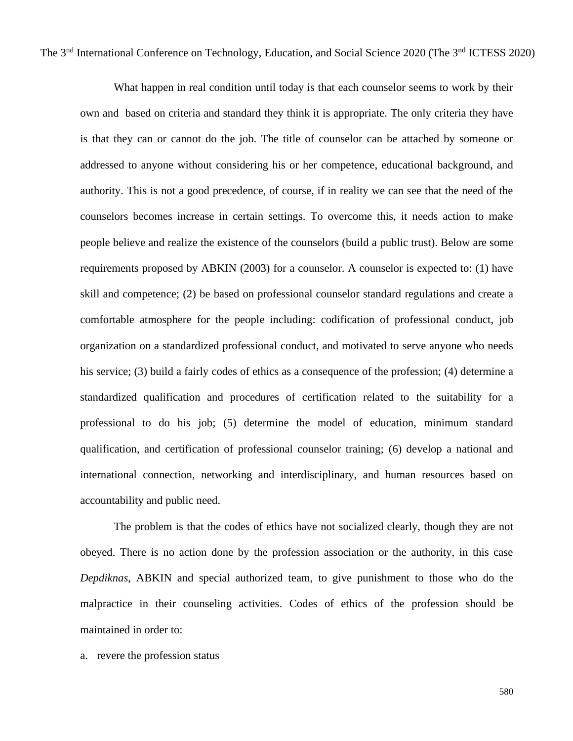What happen in real condition until today is that each counselor seems to work by their own and based on criteria and standard they think it is appropriate. The only criteria they have is that they can or cannot do the job. The title of counselor can be attached by someone or addressed to anyone without considering his or her competence, educational background, and authority. This is not a good precedence, of course, if in reality we can see that the need of the counselors becomes increase in certain settings. To overcome this, it needs action to make people believe and realize the existence of the counselors (build a public trust). Below are some requirements proposed by ABKIN (2003) for a counselor. A counselor is expected to: (1) have skill and competence; (2) be based on professional counselor standard regulations and create a comfortable atmosphere for the people including: codification of professional conduct, job organization on a standardized professional conduct, and motivated to serve anyone who needs his service; (3) build a fairly codes of ethics as a consequence of the profession; (4) determine a standardized qualification and procedures of certification related to the suitability for a professional to do his job; (5) determine the model of education, minimum standard qualification, and certification of professional counselor training; (6) develop a national and international connection, networking and interdisciplinary, and human resources based on accountability and public need.

The problem is that the codes of ethics have not socialized clearly, though they are not obeyed. There is no action done by the profession association or the authority, in this case *Depdiknas*, ABKIN and special authorized team, to give punishment to those who do the malpractice in their counseling activities. Codes of ethics of the profession should be maintained in order to:

a. revere the profession status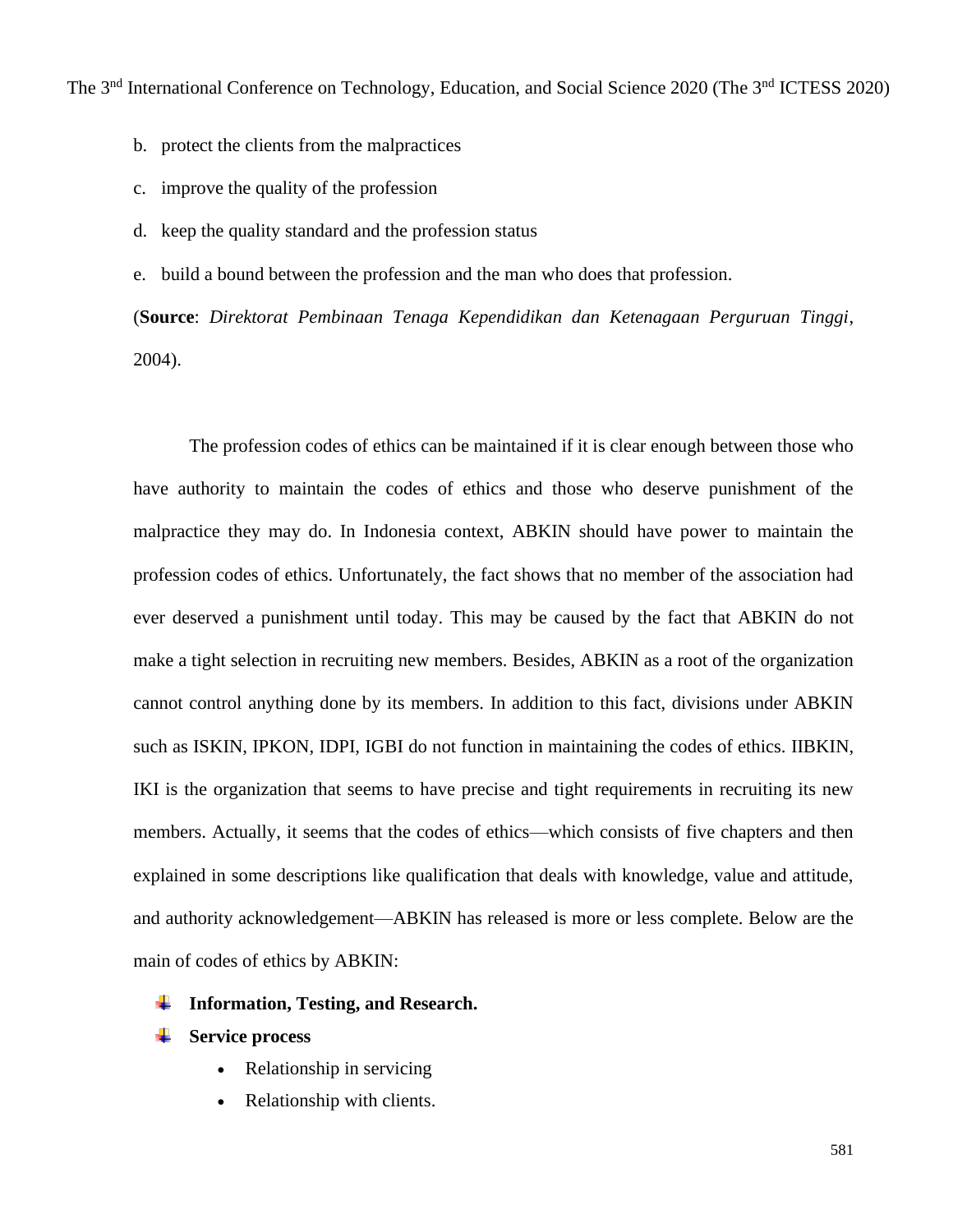b. protect the clients from the malpractices

c. improve the quality of the profession

d. keep the quality standard and the profession status

e. build a bound between the profession and the man who does that profession.

(**Source**: *Direktorat Pembinaan Tenaga Kependidikan dan Ketenagaan Perguruan Tinggi*, 2004).

The profession codes of ethics can be maintained if it is clear enough between those who have authority to maintain the codes of ethics and those who deserve punishment of the malpractice they may do. In Indonesia context, ABKIN should have power to maintain the profession codes of ethics. Unfortunately, the fact shows that no member of the association had ever deserved a punishment until today. This may be caused by the fact that ABKIN do not make a tight selection in recruiting new members. Besides, ABKIN as a root of the organization cannot control anything done by its members. In addition to this fact, divisions under ABKIN such as ISKIN, IPKON, IDPI, IGBI do not function in maintaining the codes of ethics. IIBKIN, IKI is the organization that seems to have precise and tight requirements in recruiting its new members. Actually, it seems that the codes of ethics—which consists of five chapters and then explained in some descriptions like qualification that deals with knowledge, value and attitude, and authority acknowledgement—ABKIN has released is more or less complete. Below are the main of codes of ethics by ABKIN:

- **Information, Testing, and Research.**
- **Service process**
  - Relationship in servicing
  - Relationship with clients.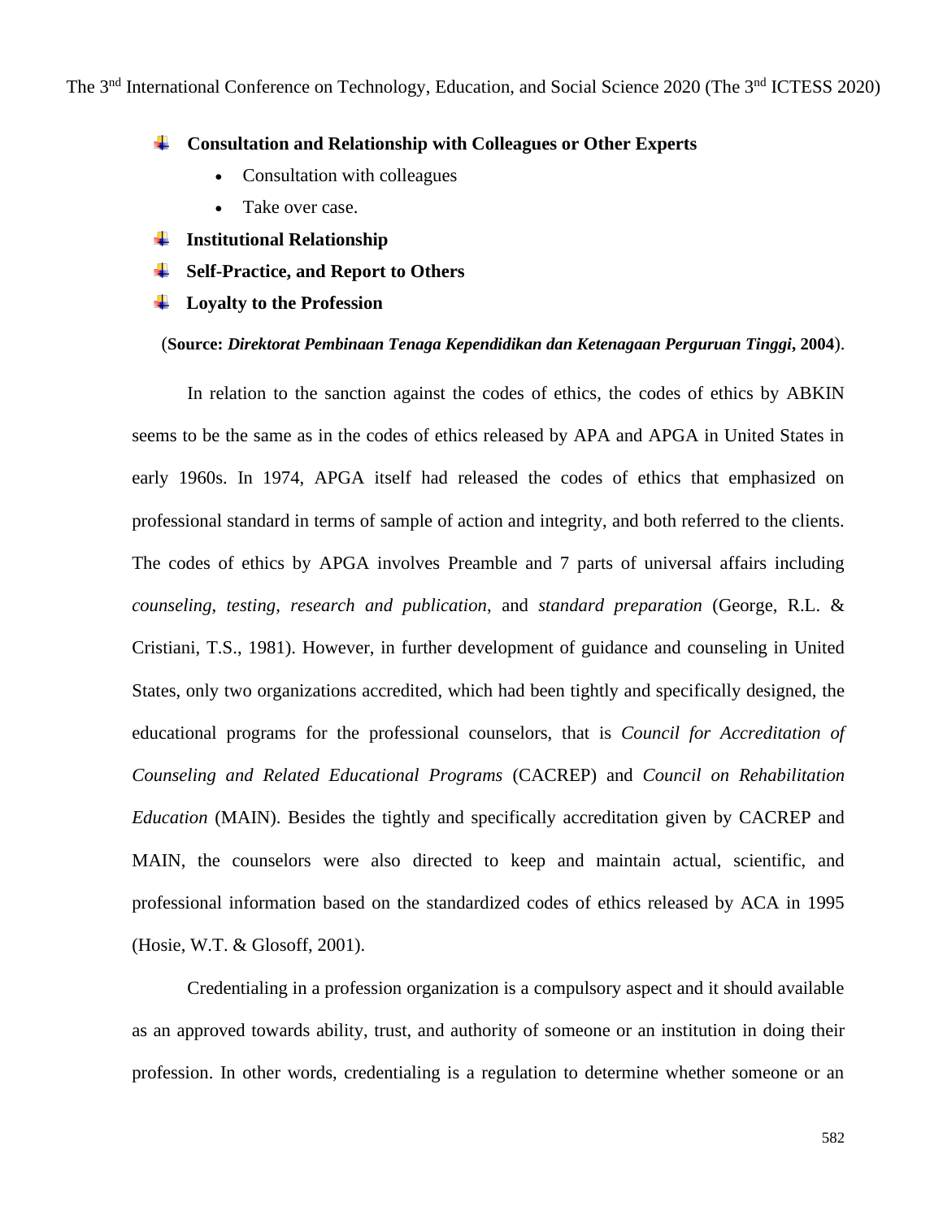- **Consultation and Relationship with Colleagues or Other Experts**
    - Consultation with colleagues
    - Take over case.
- **Institutional Relationship**
- **Self-Practice, and Report to Others**
- **Loyalty to the Profession**

(**Source:** ***Direktorat Pembinaan Tenaga Kependidikan dan Ketenagaan Perguruan Tinggi*****, 2004**).

In relation to the sanction against the codes of ethics, the codes of ethics by ABKIN seems to be the same as in the codes of ethics released by APA and APGA in United States in early 1960s. In 1974, APGA itself had released the codes of ethics that emphasized on professional standard in terms of sample of action and integrity, and both referred to the clients. The codes of ethics by APGA involves Preamble and 7 parts of universal affairs including *counseling*, *testing*, *research and publication*, and *standard preparation* (George, R.L. & Cristiani, T.S., 1981). However, in further development of guidance and counseling in United States, only two organizations accredited, which had been tightly and specifically designed, the educational programs for the professional counselors, that is *Council for Accreditation of Counseling and Related Educational Programs* (CACREP) and *Council on Rehabilitation Education* (MAIN). Besides the tightly and specifically accreditation given by CACREP and MAIN, the counselors were also directed to keep and maintain actual, scientific, and professional information based on the standardized codes of ethics released by ACA in 1995 (Hosie, W.T. & Glosoff, 2001).

Credentialing in a profession organization is a compulsory aspect and it should available as an approved towards ability, trust, and authority of someone or an institution in doing their profession. In other words, credentialing is a regulation to determine whether someone or an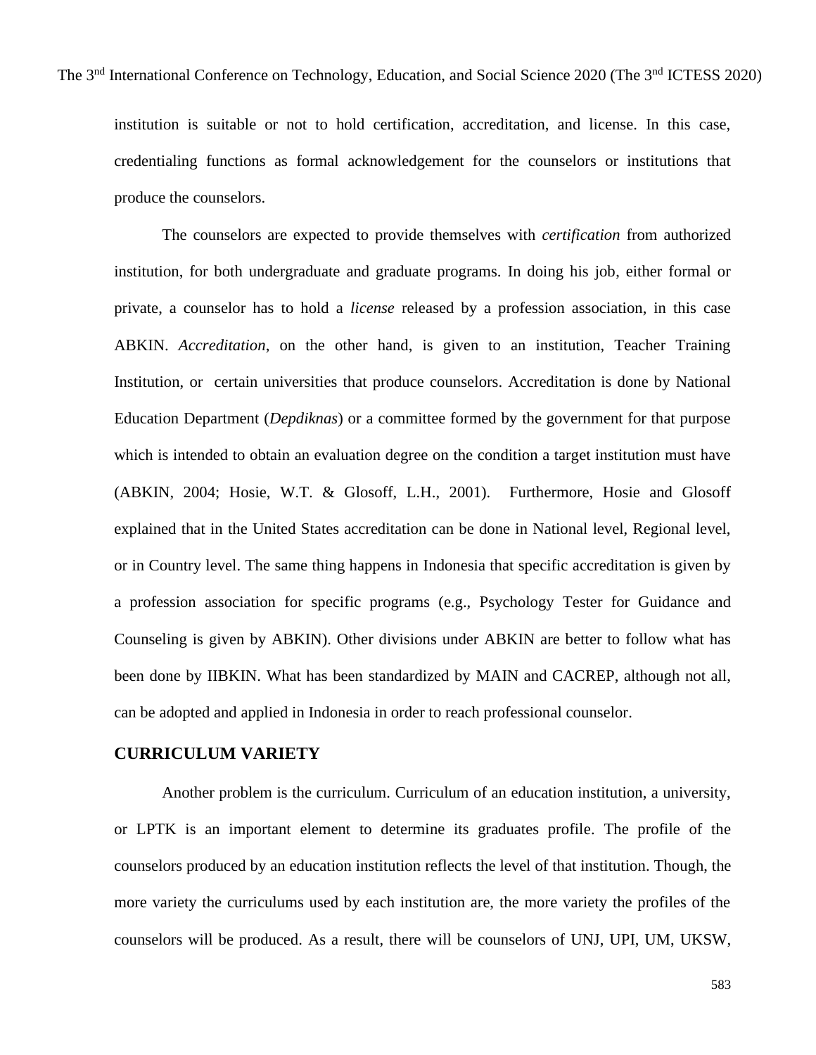institution is suitable or not to hold certification, accreditation, and license. In this case, credentialing functions as formal acknowledgement for the counselors or institutions that produce the counselors.

The counselors are expected to provide themselves with *certification* from authorized institution, for both undergraduate and graduate programs. In doing his job, either formal or private, a counselor has to hold a *license* released by a profession association, in this case ABKIN. *Accreditation*, on the other hand, is given to an institution, Teacher Training Institution, or certain universities that produce counselors. Accreditation is done by National Education Department (*Depdiknas*) or a committee formed by the government for that purpose which is intended to obtain an evaluation degree on the condition a target institution must have (ABKIN, 2004; Hosie, W.T. & Glosoff, L.H., 2001). Furthermore, Hosie and Glosoff explained that in the United States accreditation can be done in National level, Regional level, or in Country level. The same thing happens in Indonesia that specific accreditation is given by a profession association for specific programs (e.g., Psychology Tester for Guidance and Counseling is given by ABKIN). Other divisions under ABKIN are better to follow what has been done by IIBKIN. What has been standardized by MAIN and CACREP, although not all, can be adopted and applied in Indonesia in order to reach professional counselor.

## CURRICULUM VARIETY

Another problem is the curriculum. Curriculum of an education institution, a university, or LPTK is an important element to determine its graduates profile. The profile of the counselors produced by an education institution reflects the level of that institution. Though, the more variety the curriculums used by each institution are, the more variety the profiles of the counselors will be produced. As a result, there will be counselors of UNJ, UPI, UM, UKSW,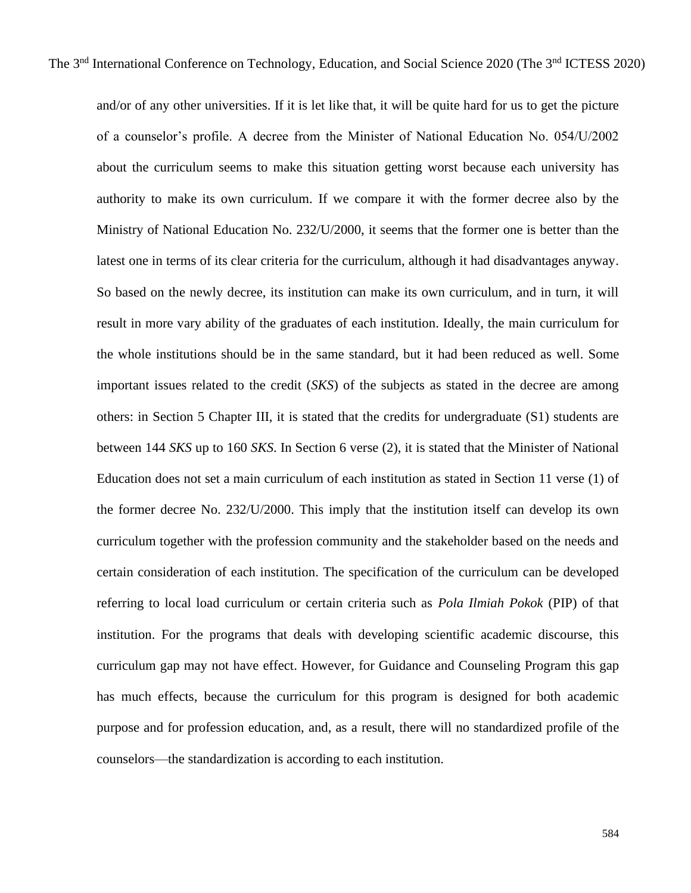and/or of any other universities. If it is let like that, it will be quite hard for us to get the picture of a counselor's profile. A decree from the Minister of National Education No. 054/U/2002 about the curriculum seems to make this situation getting worst because each university has authority to make its own curriculum. If we compare it with the former decree also by the Ministry of National Education No. 232/U/2000, it seems that the former one is better than the latest one in terms of its clear criteria for the curriculum, although it had disadvantages anyway. So based on the newly decree, its institution can make its own curriculum, and in turn, it will result in more vary ability of the graduates of each institution. Ideally, the main curriculum for the whole institutions should be in the same standard, but it had been reduced as well. Some important issues related to the credit (*SKS*) of the subjects as stated in the decree are among others: in Section 5 Chapter III, it is stated that the credits for undergraduate (S1) students are between 144 *SKS* up to 160 *SKS*. In Section 6 verse (2), it is stated that the Minister of National Education does not set a main curriculum of each institution as stated in Section 11 verse (1) of the former decree No. 232/U/2000. This imply that the institution itself can develop its own curriculum together with the profession community and the stakeholder based on the needs and certain consideration of each institution. The specification of the curriculum can be developed referring to local load curriculum or certain criteria such as *Pola Ilmiah Pokok* (PIP) of that institution. For the programs that deals with developing scientific academic discourse, this curriculum gap may not have effect. However, for Guidance and Counseling Program this gap has much effects, because the curriculum for this program is designed for both academic purpose and for profession education, and, as a result, there will no standardized profile of the counselors—the standardization is according to each institution.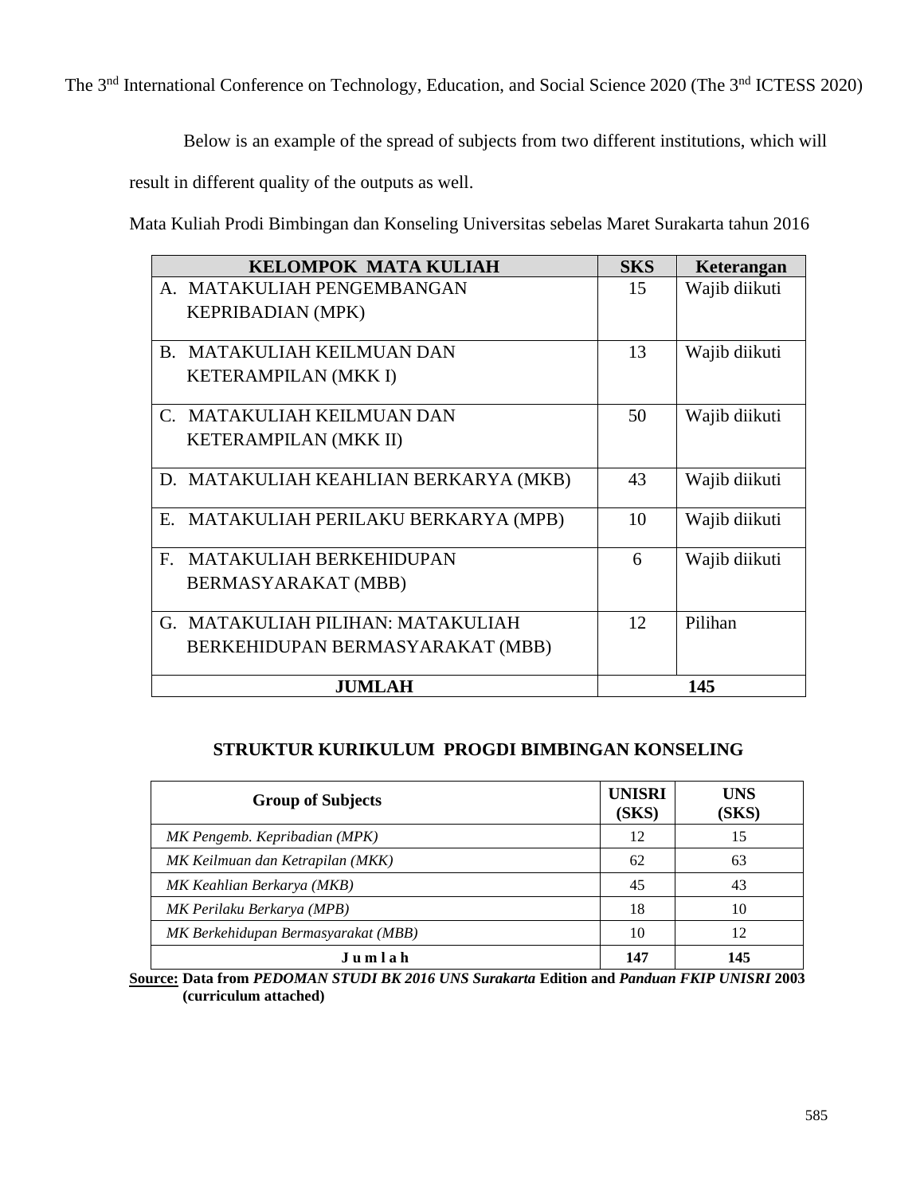Below is an example of the spread of subjects from two different institutions, which will result in different quality of the outputs as well.

Mata Kuliah Prodi Bimbingan dan Konseling Universitas sebelas Maret Surakarta tahun 2016

| KELOMPOK MATA KULIAH | SKS | Keterangan |
|---|---|---|
| A. MATAKULIAH PENGEMBANGAN KEPRIBADIAN (MPK) | 15 | Wajib diikuti |
| B. MATAKULIAH KEILMUAN DAN KETERAMPILAN (MKK I) | 13 | Wajib diikuti |
| C. MATAKULIAH KEILMUAN DAN KETERAMPILAN (MKK II) | 50 | Wajib diikuti |
| D. MATAKULIAH KEAHLIAN BERKARYA (MKB) | 43 | Wajib diikuti |
| E. MATAKULIAH PERILAKU BERKARYA (MPB) | 10 | Wajib diikuti |
| F. MATAKULIAH BERKEHIDUPAN BERMASYARAKAT (MBB) | 6 | Wajib diikuti |
| G. MATAKULIAH PILIHAN: MATAKULIAH BERKEHIDUPAN BERMASYARAKAT (MBB) | 12 | Pilihan |
| **JUMLAH** | **145** | |

**STRUKTUR KURIKULUM PROGDI BIMBINGAN KONSELING**

| Group of Subjects | UNISRI (SKS) | UNS (SKS) |
|---|---|---|
| *MK Pengemb. Kepribadian (MPK)* | 12 | 15 |
| *MK Keilmuan dan Ketrapilan (MKK)* | 62 | 63 |
| *MK Keahlian Berkarya (MKB)* | 45 | 43 |
| *MK Perilaku Berkarya (MPB)* | 18 | 10 |
| *MK Berkehidupan Bermasyarakat (MBB)* | 10 | 12 |
| **J u m l a h** | **147** | **145** |

**Source: Data from *PEDOMAN STUDI BK 2016 UNS Surakarta* Edition and *Panduan FKIP UNISRI* 2003 (curriculum attached)**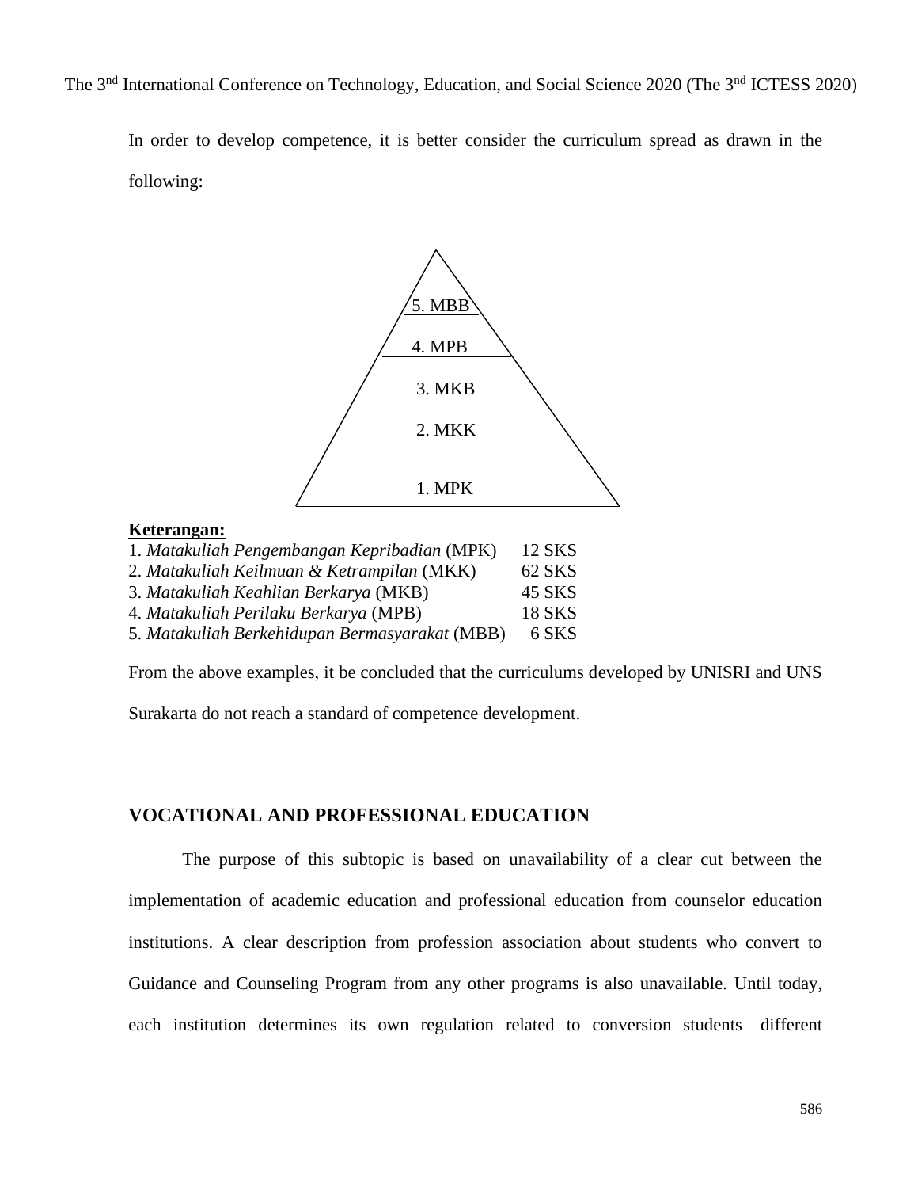In order to develop competence, it is better consider the curriculum spread as drawn in the following:

5. MBB

4. MPB

3. MKB

2. MKK

1. MPK

**Keterangan:**

1. *Matakuliah Pengembangan Kepribadian* (MPK) 12 SKS
2. *Matakuliah Keilmuan & Ketrampilan* (MKK) 62 SKS
3. *Matakuliah Keahlian Berkarya* (MKB) 45 SKS
4. *Matakuliah Perilaku Berkarya* (MPB) 18 SKS
5. *Matakuliah Berkehidupan Bermasyarakat* (MBB) 6 SKS

From the above examples, it be concluded that the curriculums developed by UNISRI and UNS Surakarta do not reach a standard of competence development.

## VOCATIONAL AND PROFESSIONAL EDUCATION

The purpose of this subtopic is based on unavailability of a clear cut between the implementation of academic education and professional education from counselor education institutions. A clear description from profession association about students who convert to Guidance and Counseling Program from any other programs is also unavailable. Until today, each institution determines its own regulation related to conversion students—different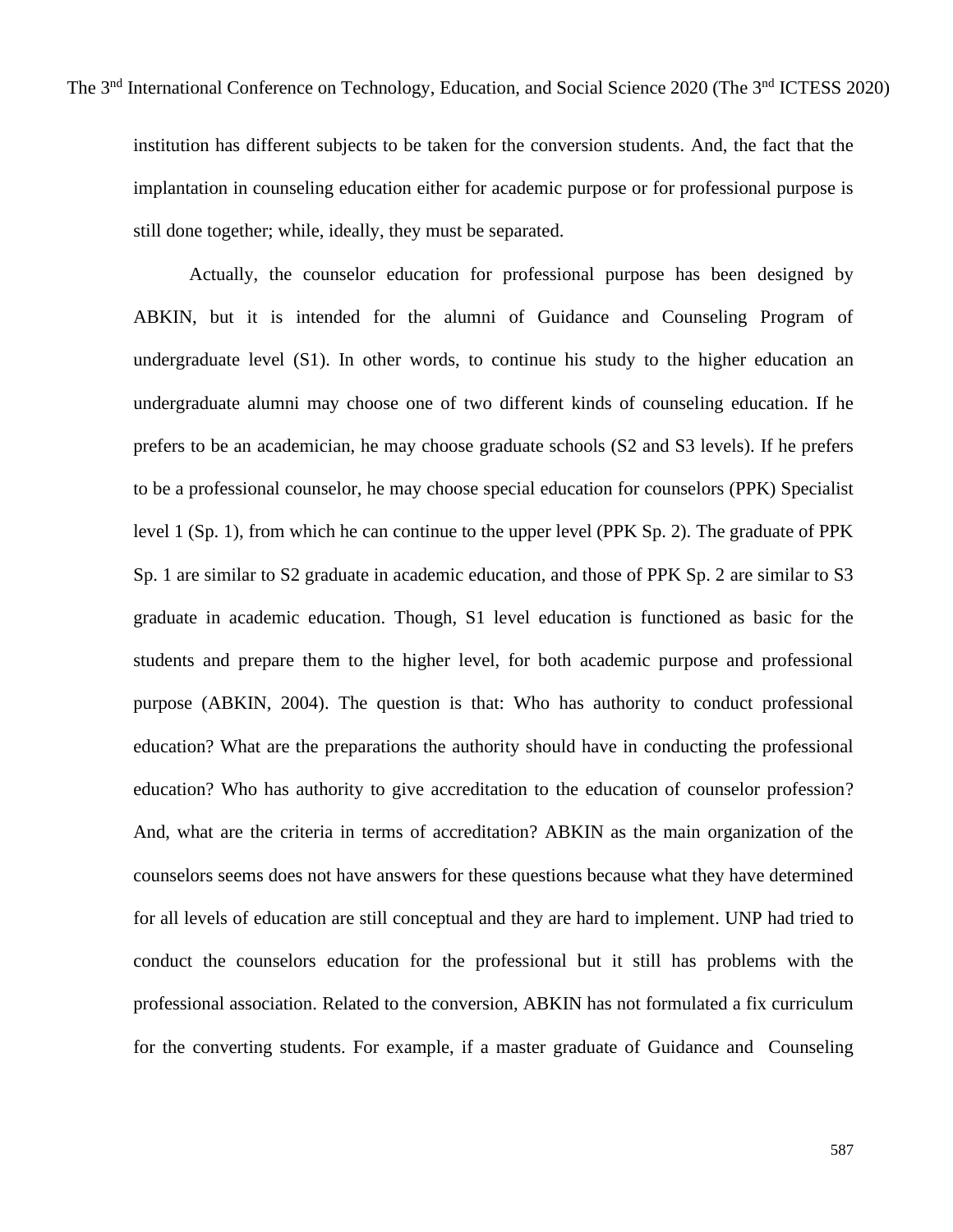institution has different subjects to be taken for the conversion students. And, the fact that the implantation in counseling education either for academic purpose or for professional purpose is still done together; while, ideally, they must be separated.

Actually, the counselor education for professional purpose has been designed by ABKIN, but it is intended for the alumni of Guidance and Counseling Program of undergraduate level (S1). In other words, to continue his study to the higher education an undergraduate alumni may choose one of two different kinds of counseling education. If he prefers to be an academician, he may choose graduate schools (S2 and S3 levels). If he prefers to be a professional counselor, he may choose special education for counselors (PPK) Specialist level 1 (Sp. 1), from which he can continue to the upper level (PPK Sp. 2). The graduate of PPK Sp. 1 are similar to S2 graduate in academic education, and those of PPK Sp. 2 are similar to S3 graduate in academic education. Though, S1 level education is functioned as basic for the students and prepare them to the higher level, for both academic purpose and professional purpose (ABKIN, 2004). The question is that: Who has authority to conduct professional education? What are the preparations the authority should have in conducting the professional education? Who has authority to give accreditation to the education of counselor profession? And, what are the criteria in terms of accreditation? ABKIN as the main organization of the counselors seems does not have answers for these questions because what they have determined for all levels of education are still conceptual and they are hard to implement. UNP had tried to conduct the counselors education for the professional but it still has problems with the professional association. Related to the conversion, ABKIN has not formulated a fix curriculum for the converting students. For example, if a master graduate of Guidance and Counseling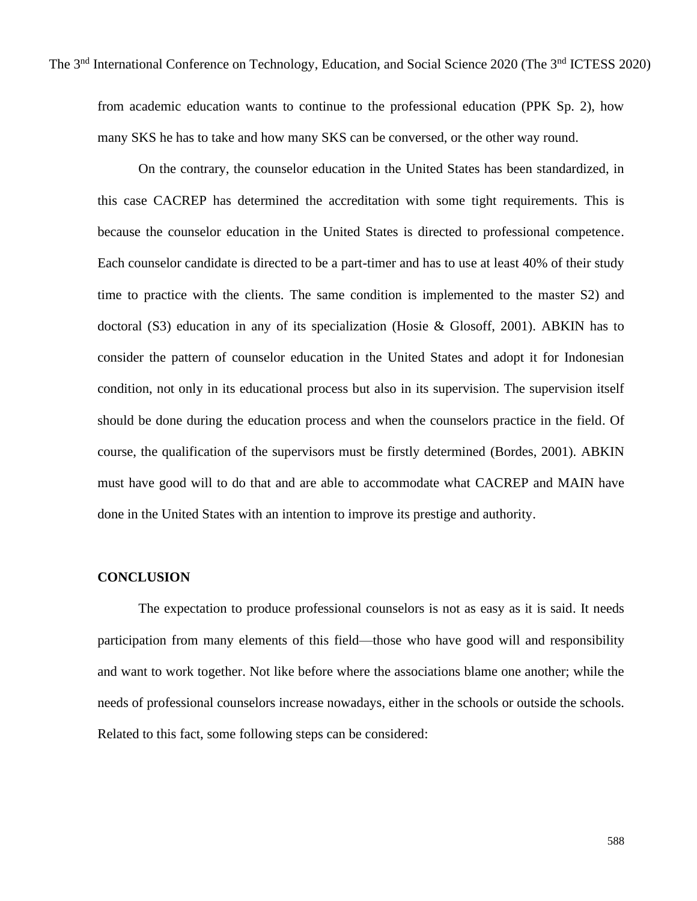from academic education wants to continue to the professional education (PPK Sp. 2), how many SKS he has to take and how many SKS can be conversed, or the other way round.

On the contrary, the counselor education in the United States has been standardized, in this case CACREP has determined the accreditation with some tight requirements. This is because the counselor education in the United States is directed to professional competence. Each counselor candidate is directed to be a part-timer and has to use at least 40% of their study time to practice with the clients. The same condition is implemented to the master S2) and doctoral (S3) education in any of its specialization (Hosie & Glosoff, 2001). ABKIN has to consider the pattern of counselor education in the United States and adopt it for Indonesian condition, not only in its educational process but also in its supervision. The supervision itself should be done during the education process and when the counselors practice in the field. Of course, the qualification of the supervisors must be firstly determined (Bordes, 2001). ABKIN must have good will to do that and are able to accommodate what CACREP and MAIN have done in the United States with an intention to improve its prestige and authority.

## CONCLUSION

The expectation to produce professional counselors is not as easy as it is said. It needs participation from many elements of this field—those who have good will and responsibility and want to work together. Not like before where the associations blame one another; while the needs of professional counselors increase nowadays, either in the schools or outside the schools. Related to this fact, some following steps can be considered: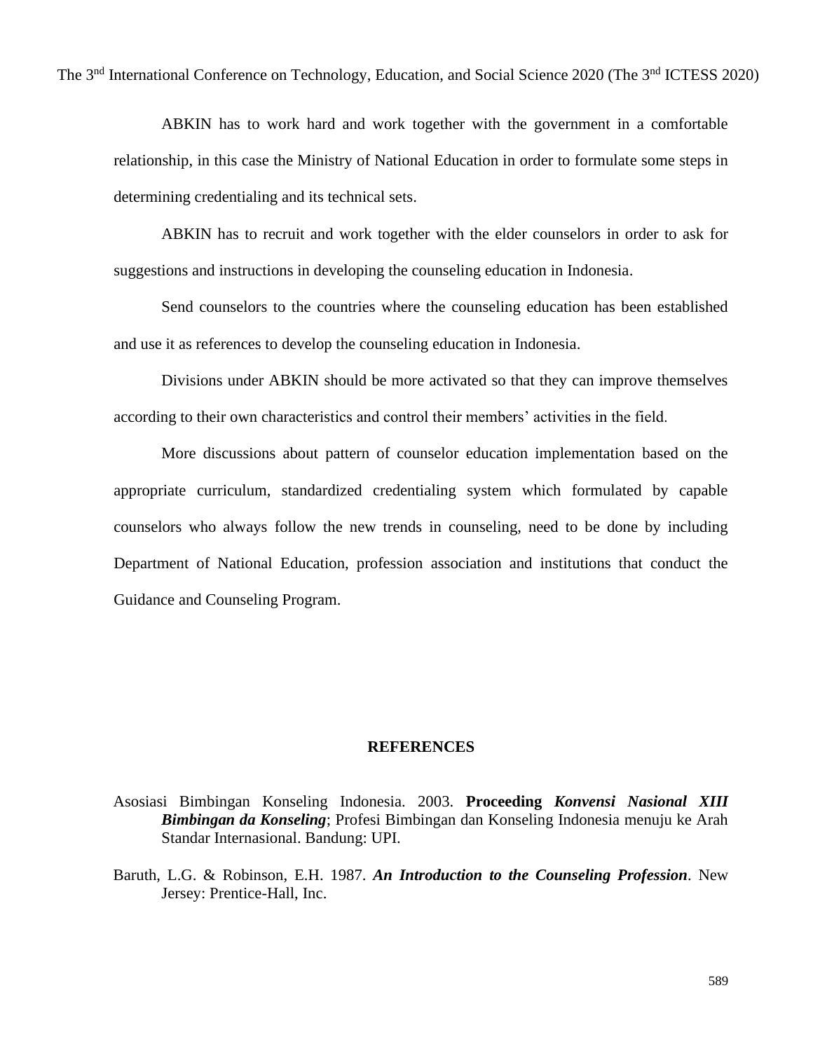ABKIN has to work hard and work together with the government in a comfortable relationship, in this case the Ministry of National Education in order to formulate some steps in determining credentialing and its technical sets.

ABKIN has to recruit and work together with the elder counselors in order to ask for suggestions and instructions in developing the counseling education in Indonesia.

Send counselors to the countries where the counseling education has been established and use it as references to develop the counseling education in Indonesia.

Divisions under ABKIN should be more activated so that they can improve themselves according to their own characteristics and control their members' activities in the field.

More discussions about pattern of counselor education implementation based on the appropriate curriculum, standardized credentialing system which formulated by capable counselors who always follow the new trends in counseling, need to be done by including Department of National Education, profession association and institutions that conduct the Guidance and Counseling Program.

## REFERENCES

Asosiasi Bimbingan Konseling Indonesia. 2003. **Proceeding *Konvensi Nasional XIII Bimbingan da Konseling***; Profesi Bimbingan dan Konseling Indonesia menuju ke Arah Standar Internasional. Bandung: UPI.

Baruth, L.G. & Robinson, E.H. 1987. ***An Introduction to the Counseling Profession***. New Jersey: Prentice-Hall, Inc.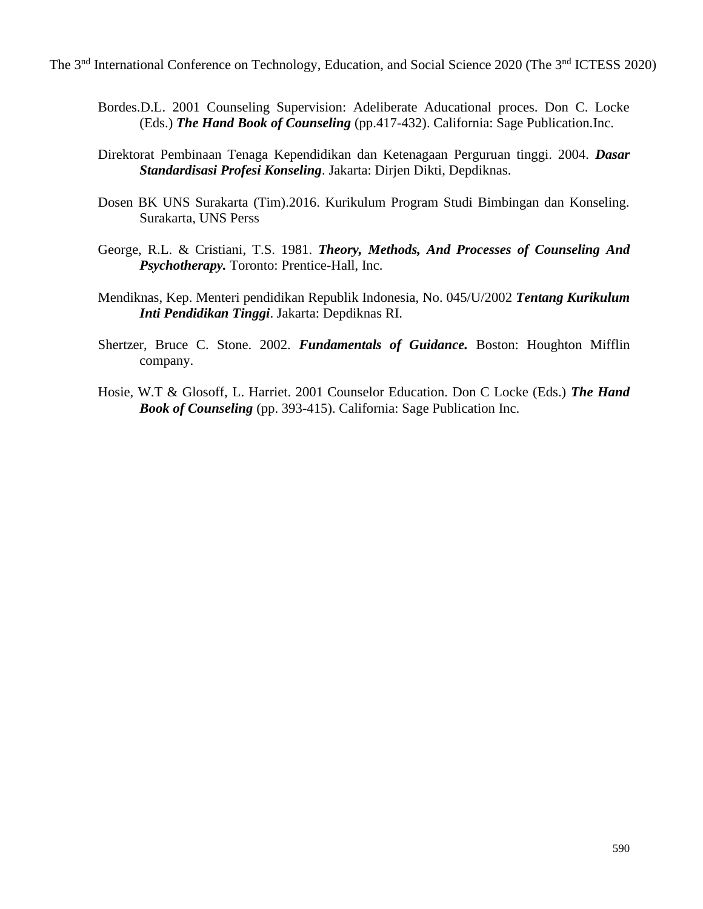Bordes.D.L. 2001 Counseling Supervision: Adeliberate Aducational proces. Don C. Locke (Eds.) ***The Hand Book of Counseling*** (pp.417-432). California: Sage Publication.Inc.

Direktorat Pembinaan Tenaga Kependidikan dan Ketenagaan Perguruan tinggi. 2004. ***Dasar Standardisasi Profesi Konseling***. Jakarta: Dirjen Dikti, Depdiknas.

Dosen BK UNS Surakarta (Tim).2016. Kurikulum Program Studi Bimbingan dan Konseling. Surakarta, UNS Perss

George, R.L. & Cristiani, T.S. 1981. ***Theory, Methods, And Processes of Counseling And Psychotherapy.*** Toronto: Prentice-Hall, Inc.

Mendiknas, Kep. Menteri pendidikan Republik Indonesia, No. 045/U/2002 ***Tentang Kurikulum Inti Pendidikan Tinggi***. Jakarta: Depdiknas RI.

Shertzer, Bruce C. Stone. 2002. ***Fundamentals of Guidance.*** Boston: Houghton Mifflin company.

Hosie, W.T & Glosoff, L. Harriet. 2001 Counselor Education. Don C Locke (Eds.) ***The Hand Book of Counseling*** (pp. 393-415). California: Sage Publication Inc.